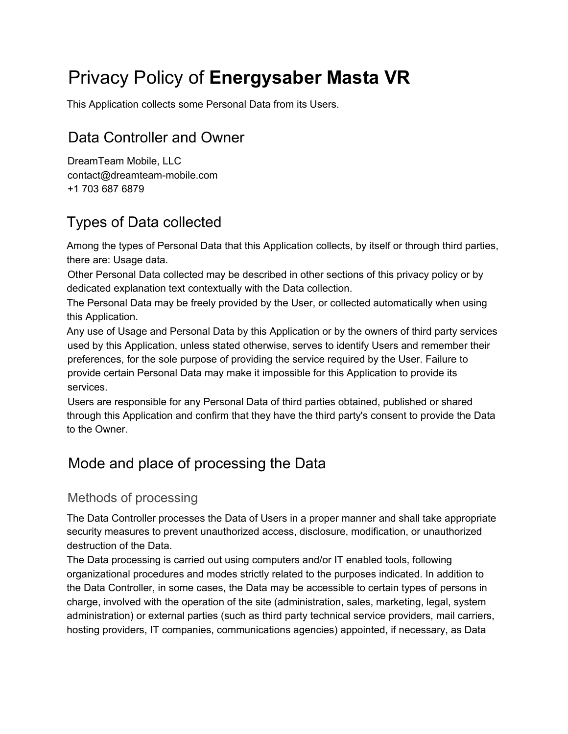# Privacy Policy of **Energysaber Masta VR**

This Application collects some Personal Data from its Users.

## Data Controller and Owner

DreamTeam Mobile, LLC
contact@dreamteam-mobile.com
+1 703 687 6879

## Types of Data collected

Among the types of Personal Data that this Application collects, by itself or through third parties, there are: Usage data.

Other Personal Data collected may be described in other sections of this privacy policy or by dedicated explanation text contextually with the Data collection.

The Personal Data may be freely provided by the User, or collected automatically when using this Application.

Any use of Usage and Personal Data by this Application or by the owners of third party services used by this Application, unless stated otherwise, serves to identify Users and remember their preferences, for the sole purpose of providing the service required by the User. Failure to provide certain Personal Data may make it impossible for this Application to provide its services.

Users are responsible for any Personal Data of third parties obtained, published or shared through this Application and confirm that they have the third party's consent to provide the Data to the Owner.

## Mode and place of processing the Data

### Methods of processing

The Data Controller processes the Data of Users in a proper manner and shall take appropriate security measures to prevent unauthorized access, disclosure, modification, or unauthorized destruction of the Data.

The Data processing is carried out using computers and/or IT enabled tools, following organizational procedures and modes strictly related to the purposes indicated. In addition to the Data Controller, in some cases, the Data may be accessible to certain types of persons in charge, involved with the operation of the site (administration, sales, marketing, legal, system administration) or external parties (such as third party technical service providers, mail carriers, hosting providers, IT companies, communications agencies) appointed, if necessary, as Data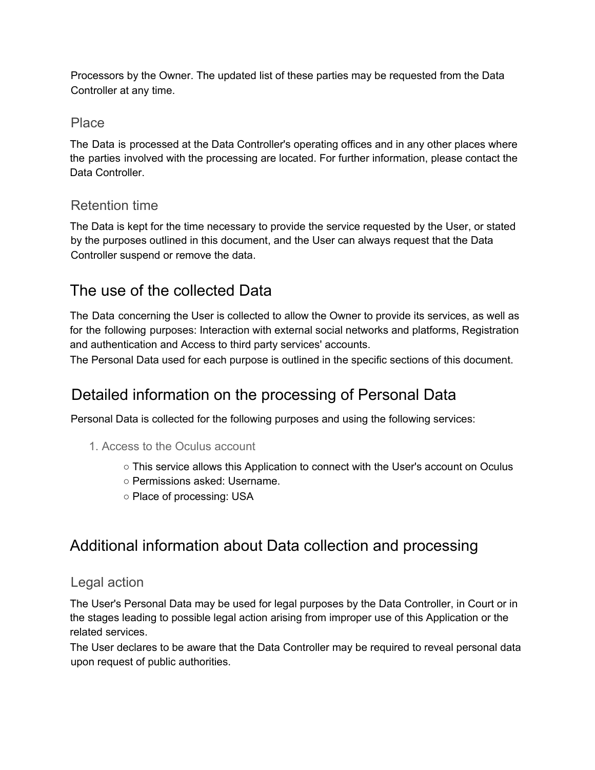Processors by the Owner. The updated list of these parties may be requested from the Data Controller at any time.

### Place

The Data is processed at the Data Controller's operating offices and in any other places where the parties involved with the processing are located. For further information, please contact the Data Controller.

### Retention time

The Data is kept for the time necessary to provide the service requested by the User, or stated by the purposes outlined in this document, and the User can always request that the Data Controller suspend or remove the data.

## The use of the collected Data

The Data concerning the User is collected to allow the Owner to provide its services, as well as for the following purposes: Interaction with external social networks and platforms, Registration and authentication and Access to third party services' accounts.
The Personal Data used for each purpose is outlined in the specific sections of this document.

## Detailed information on the processing of Personal Data

Personal Data is collected for the following purposes and using the following services:

1. Access to the Oculus account
   - This service allows this Application to connect with the User's account on Oculus
   - Permissions asked: Username.
   - Place of processing: USA

## Additional information about Data collection and processing

### Legal action

The User's Personal Data may be used for legal purposes by the Data Controller, in Court or in the stages leading to possible legal action arising from improper use of this Application or the related services.
The User declares to be aware that the Data Controller may be required to reveal personal data upon request of public authorities.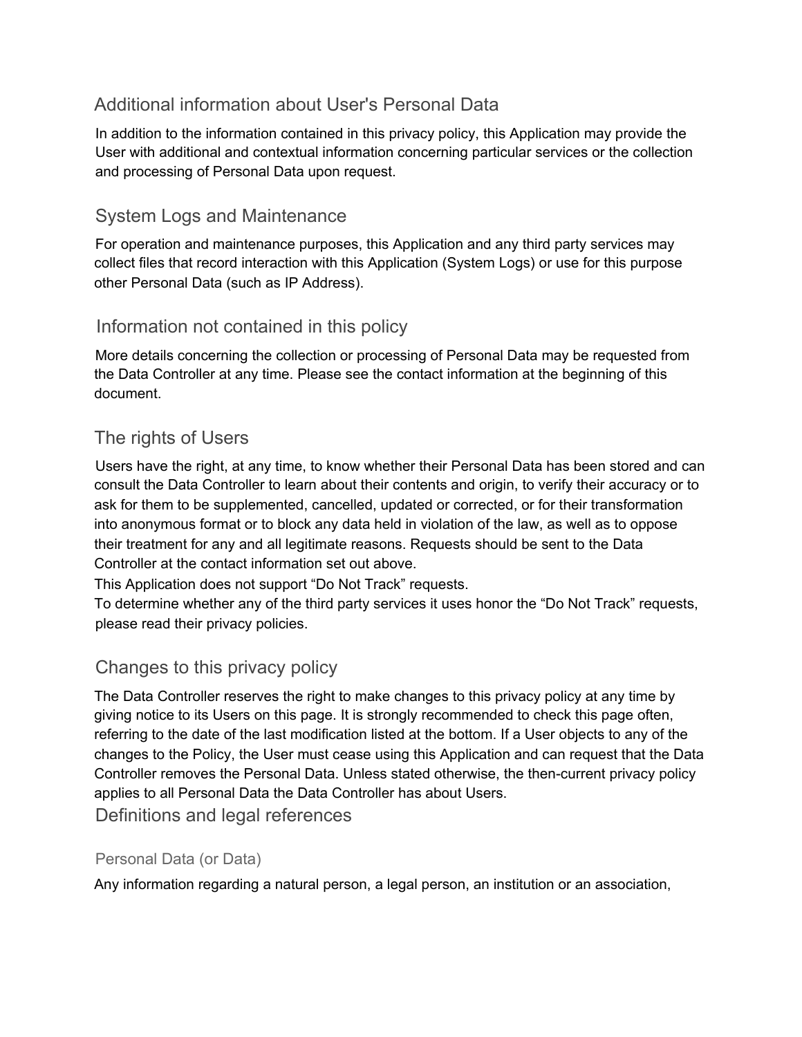## Additional information about User's Personal Data

In addition to the information contained in this privacy policy, this Application may provide the User with additional and contextual information concerning particular services or the collection and processing of Personal Data upon request.

## System Logs and Maintenance

For operation and maintenance purposes, this Application and any third party services may collect files that record interaction with this Application (System Logs) or use for this purpose other Personal Data (such as IP Address).

## Information not contained in this policy

More details concerning the collection or processing of Personal Data may be requested from the Data Controller at any time. Please see the contact information at the beginning of this document.

## The rights of Users

Users have the right, at any time, to know whether their Personal Data has been stored and can consult the Data Controller to learn about their contents and origin, to verify their accuracy or to ask for them to be supplemented, cancelled, updated or corrected, or for their transformation into anonymous format or to block any data held in violation of the law, as well as to oppose their treatment for any and all legitimate reasons. Requests should be sent to the Data Controller at the contact information set out above.
This Application does not support "Do Not Track" requests.
To determine whether any of the third party services it uses honor the "Do Not Track" requests, please read their privacy policies.

## Changes to this privacy policy

The Data Controller reserves the right to make changes to this privacy policy at any time by giving notice to its Users on this page. It is strongly recommended to check this page often, referring to the date of the last modification listed at the bottom. If a User objects to any of the changes to the Policy, the User must cease using this Application and can request that the Data Controller removes the Personal Data. Unless stated otherwise, the then-current privacy policy applies to all Personal Data the Data Controller has about Users.

## Definitions and legal references

### Personal Data (or Data)

Any information regarding a natural person, a legal person, an institution or an association,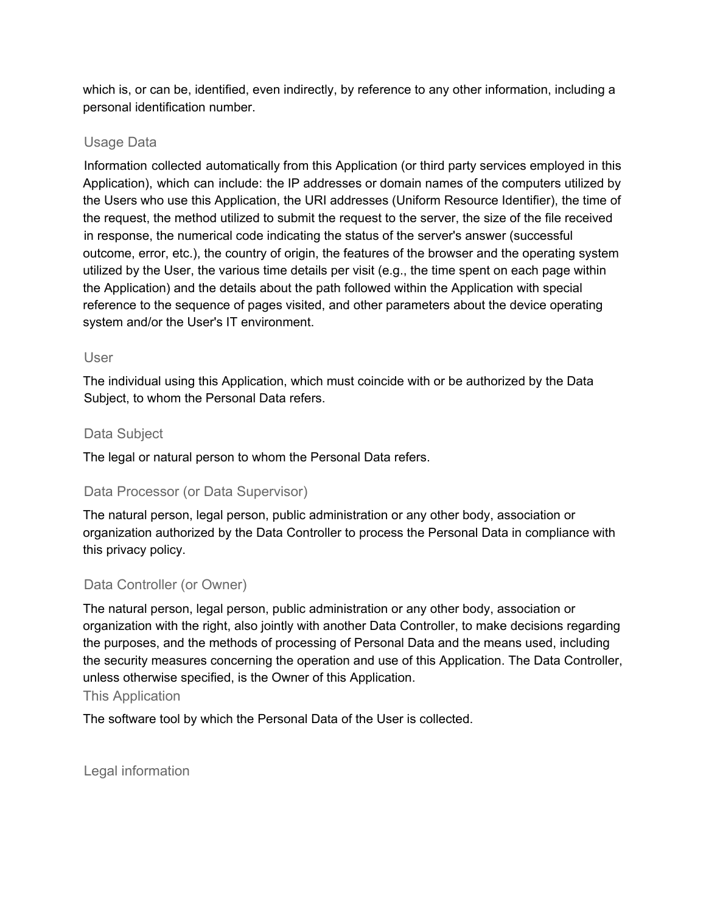which is, or can be, identified, even indirectly, by reference to any other information, including a personal identification number.

### Usage Data

Information collected automatically from this Application (or third party services employed in this Application), which can include: the IP addresses or domain names of the computers utilized by the Users who use this Application, the URI addresses (Uniform Resource Identifier), the time of the request, the method utilized to submit the request to the server, the size of the file received in response, the numerical code indicating the status of the server's answer (successful outcome, error, etc.), the country of origin, the features of the browser and the operating system utilized by the User, the various time details per visit (e.g., the time spent on each page within the Application) and the details about the path followed within the Application with special reference to the sequence of pages visited, and other parameters about the device operating system and/or the User's IT environment.

### User

The individual using this Application, which must coincide with or be authorized by the Data Subject, to whom the Personal Data refers.

### Data Subject

The legal or natural person to whom the Personal Data refers.

### Data Processor (or Data Supervisor)

The natural person, legal person, public administration or any other body, association or organization authorized by the Data Controller to process the Personal Data in compliance with this privacy policy.

### Data Controller (or Owner)

The natural person, legal person, public administration or any other body, association or organization with the right, also jointly with another Data Controller, to make decisions regarding the purposes, and the methods of processing of Personal Data and the means used, including the security measures concerning the operation and use of this Application. The Data Controller, unless otherwise specified, is the Owner of this Application.

### This Application

The software tool by which the Personal Data of the User is collected.

### Legal information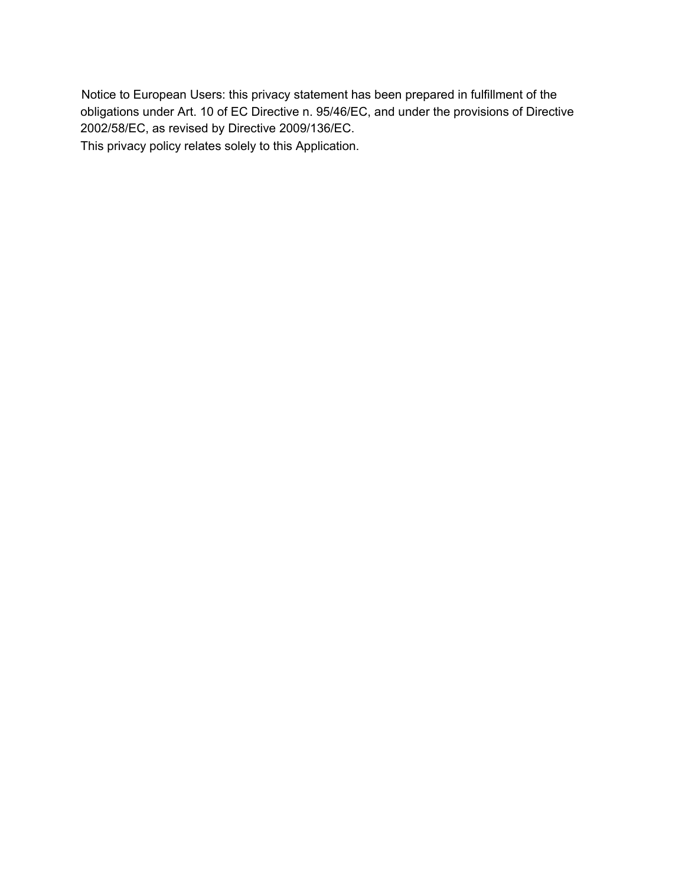Notice to European Users: this privacy statement has been prepared in fulfillment of the obligations under Art. 10 of EC Directive n. 95/46/EC, and under the provisions of Directive 2002/58/EC, as revised by Directive 2009/136/EC.

This privacy policy relates solely to this Application.